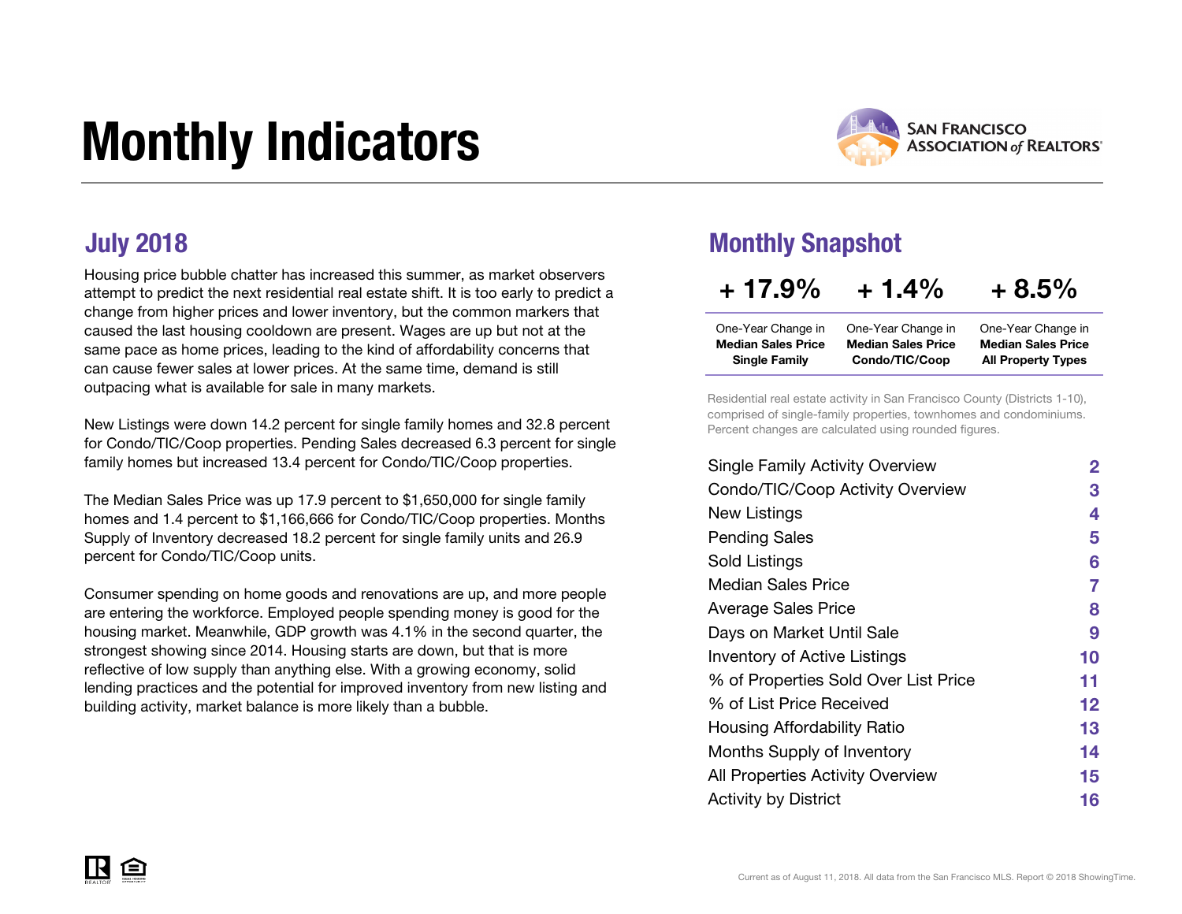# Monthly Indicators

SAN FRANCISCO ASSOCIATION of REALTORS®

## July 2018

Housing price bubble chatter has increased this summer, as market observers attempt to predict the next residential real estate shift. It is too early to predict a change from higher prices and lower inventory, but the common markers that caused the last housing cooldown are present. Wages are up but not at the same pace as home prices, leading to the kind of affordability concerns that can cause fewer sales at lower prices. At the same time, demand is still outpacing what is available for sale in many markets.

New Listings were down 14.2 percent for single family homes and 32.8 percent for Condo/TIC/Coop properties. Pending Sales decreased 6.3 percent for single family homes but increased 13.4 percent for Condo/TIC/Coop properties.

The Median Sales Price was up 17.9 percent to $1,650,000 for single family homes and 1.4 percent to $1,166,666 for Condo/TIC/Coop properties. Months Supply of Inventory decreased 18.2 percent for single family units and 26.9 percent for Condo/TIC/Coop units.

Consumer spending on home goods and renovations are up, and more people are entering the workforce. Employed people spending money is good for the housing market. Meanwhile, GDP growth was 4.1% in the second quarter, the strongest showing since 2014. Housing starts are down, but that is more reflective of low supply than anything else. With a growing economy, solid lending practices and the potential for improved inventory from new listing and building activity, market balance is more likely than a bubble.

## Monthly Snapshot

| + 17.9% | + 1.4% | + 8.5% |
|---|---|---|
| One-Year Change in **Median Sales Price Single Family** | One-Year Change in **Median Sales Price Condo/TIC/Coop** | One-Year Change in **Median Sales Price All Property Types** |

Residential real estate activity in San Francisco County (Districts 1-10), comprised of single-family properties, townhomes and condominiums. Percent changes are calculated using rounded figures.

| | |
|---|---|
| Single Family Activity Overview | 2 |
| Condo/TIC/Coop Activity Overview | 3 |
| New Listings | 4 |
| Pending Sales | 5 |
| Sold Listings | 6 |
| Median Sales Price | 7 |
| Average Sales Price | 8 |
| Days on Market Until Sale | 9 |
| Inventory of Active Listings | 10 |
| % of Properties Sold Over List Price | 11 |
| % of List Price Received | 12 |
| Housing Affordability Ratio | 13 |
| Months Supply of Inventory | 14 |
| All Properties Activity Overview | 15 |
| Activity by District | 16 |

Current as of August 11, 2018. All data from the San Francisco MLS. Report © 2018 ShowingTime.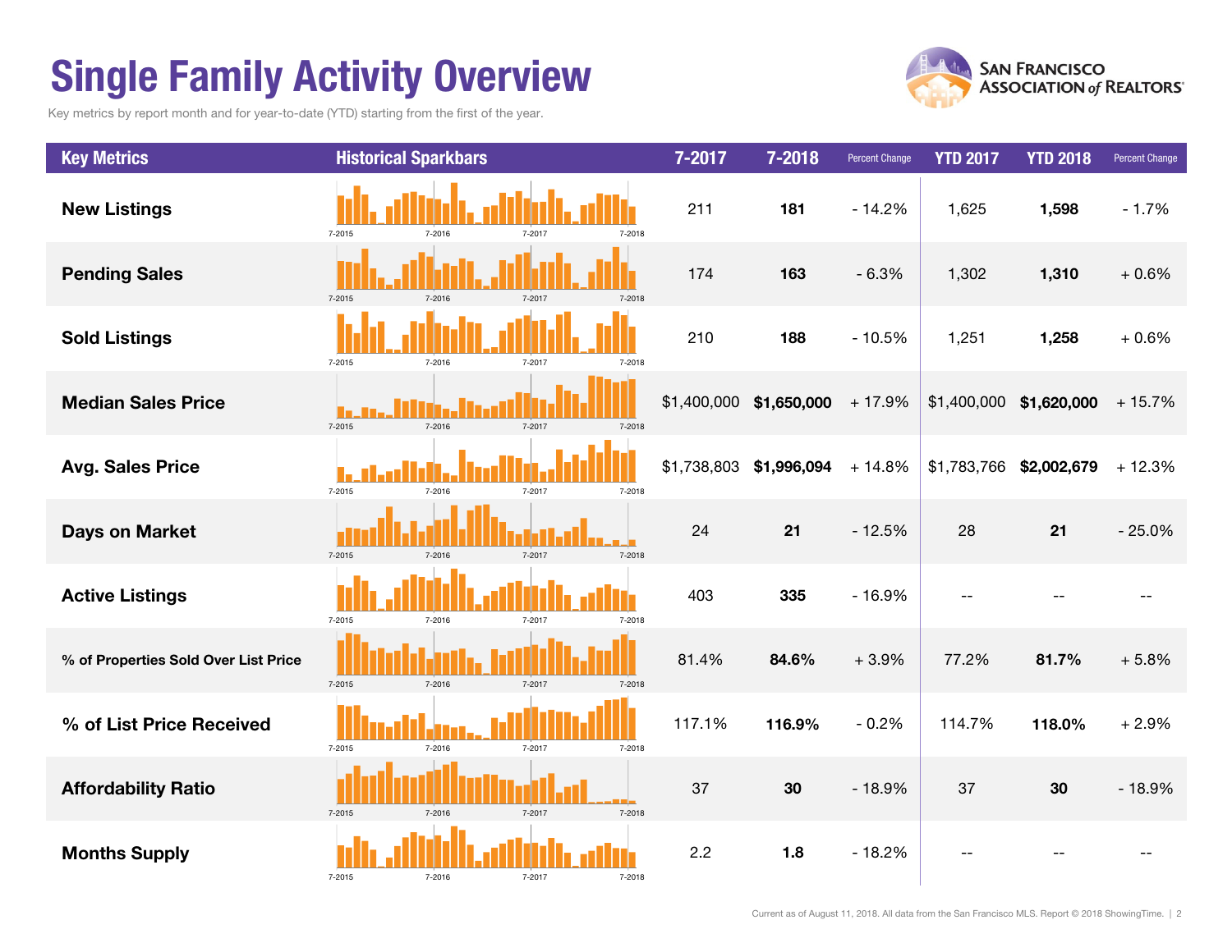# Single Family Activity Overview

Key metrics by report month and for year-to-date (YTD) starting from the first of the year.

| Key Metrics | Historical Sparkbars | 7-2017 | 7-2018 | Percent Change | YTD 2017 | YTD 2018 | Percent Change |
|---|---|---|---|---|---|---|---|
| New Listings | 7-2015 7-2016 7-2017 7-2018 | 211 | **181** | - 14.2% | 1,625 | **1,598** | - 1.7% |
| Pending Sales | 7-2015 7-2016 7-2017 7-2018 | 174 | **163** | - 6.3% | 1,302 | **1,310** | + 0.6% |
| Sold Listings | 7-2015 7-2016 7-2017 7-2018 | 210 | **188** | - 10.5% | 1,251 | **1,258** | + 0.6% |
| Median Sales Price | 7-2015 7-2016 7-2017 7-2018 | $1,400,000 | **$1,650,000** | + 17.9% | $1,400,000 | **$1,620,000** | + 15.7% |
| Avg. Sales Price | 7-2015 7-2016 7-2017 7-2018 | $1,738,803 | **$1,996,094** | + 14.8% | $1,783,766 | **$2,002,679** | + 12.3% |
| Days on Market | 7-2015 7-2016 7-2017 7-2018 | 24 | **21** | - 12.5% | 28 | **21** | - 25.0% |
| Active Listings | 7-2015 7-2016 7-2017 7-2018 | 403 | **335** | - 16.9% | -- | -- | -- |
| % of Properties Sold Over List Price | 7-2015 7-2016 7-2017 7-2018 | 81.4% | **84.6%** | + 3.9% | 77.2% | **81.7%** | + 5.8% |
| % of List Price Received | 7-2015 7-2016 7-2017 7-2018 | 117.1% | **116.9%** | - 0.2% | 114.7% | **118.0%** | + 2.9% |
| Affordability Ratio | 7-2015 7-2016 7-2017 7-2018 | 37 | **30** | - 18.9% | 37 | **30** | - 18.9% |
| Months Supply | 7-2015 7-2016 7-2017 7-2018 | 2.2 | **1.8** | - 18.2% | -- | -- | -- |

Current as of August 11, 2018. All data from the San Francisco MLS. Report © 2018 ShowingTime.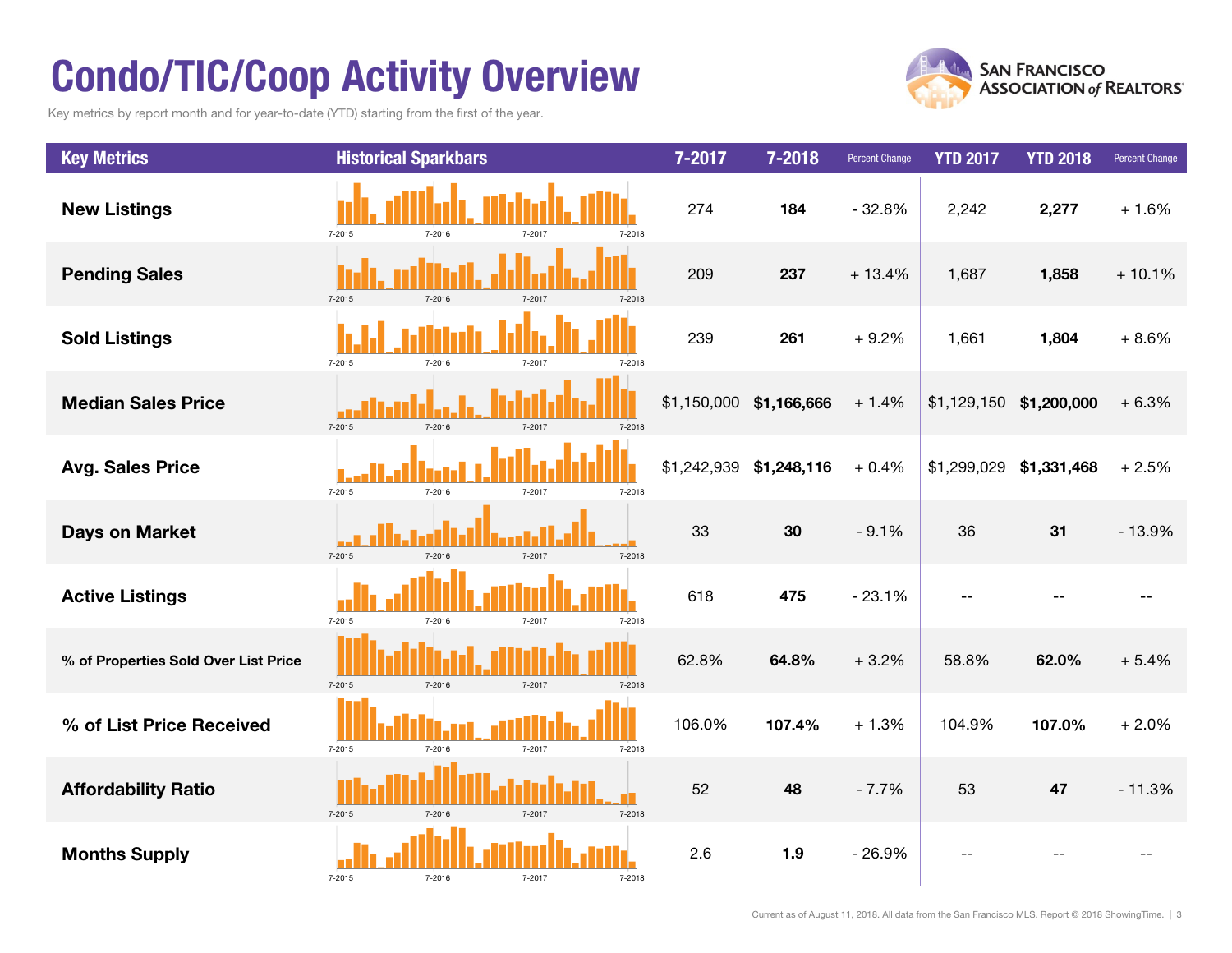# Condo/TIC/Coop Activity Overview

Key metrics by report month and for year-to-date (YTD) starting from the first of the year.

| Key Metrics | Historical Sparkbars | 7-2017 | 7-2018 | Percent Change | YTD 2017 | YTD 2018 | Percent Change |
|---|---|---|---|---|---|---|---|
| New Listings | 7-2015 7-2016 7-2017 7-2018 | 274 | **184** | - 32.8% | 2,242 | **2,277** | + 1.6% |
| Pending Sales | 7-2015 7-2016 7-2017 7-2018 | 209 | **237** | + 13.4% | 1,687 | **1,858** | + 10.1% |
| Sold Listings | 7-2015 7-2016 7-2017 7-2018 | 239 | **261** | + 9.2% | 1,661 | **1,804** | + 8.6% |
| Median Sales Price | 7-2015 7-2016 7-2017 7-2018 | $1,150,000 | **$1,166,666** | + 1.4% | $1,129,150 | **$1,200,000** | + 6.3% |
| Avg. Sales Price | 7-2015 7-2016 7-2017 7-2018 | $1,242,939 | **$1,248,116** | + 0.4% | $1,299,029 | **$1,331,468** | + 2.5% |
| Days on Market | 7-2015 7-2016 7-2017 7-2018 | 33 | **30** | - 9.1% | 36 | **31** | - 13.9% |
| Active Listings | 7-2015 7-2016 7-2017 7-2018 | 618 | **475** | - 23.1% | -- | -- | -- |
| % of Properties Sold Over List Price | 7-2015 7-2016 7-2017 7-2018 | 62.8% | **64.8%** | + 3.2% | 58.8% | **62.0%** | + 5.4% |
| % of List Price Received | 7-2015 7-2016 7-2017 7-2018 | 106.0% | **107.4%** | + 1.3% | 104.9% | **107.0%** | + 2.0% |
| Affordability Ratio | 7-2015 7-2016 7-2017 7-2018 | 52 | **48** | - 7.7% | 53 | **47** | - 11.3% |
| Months Supply | 7-2015 7-2016 7-2017 7-2018 | 2.6 | **1.9** | - 26.9% | -- | -- | -- |

Current as of August 11, 2018. All data from the San Francisco MLS. Report © 2018 ShowingTime.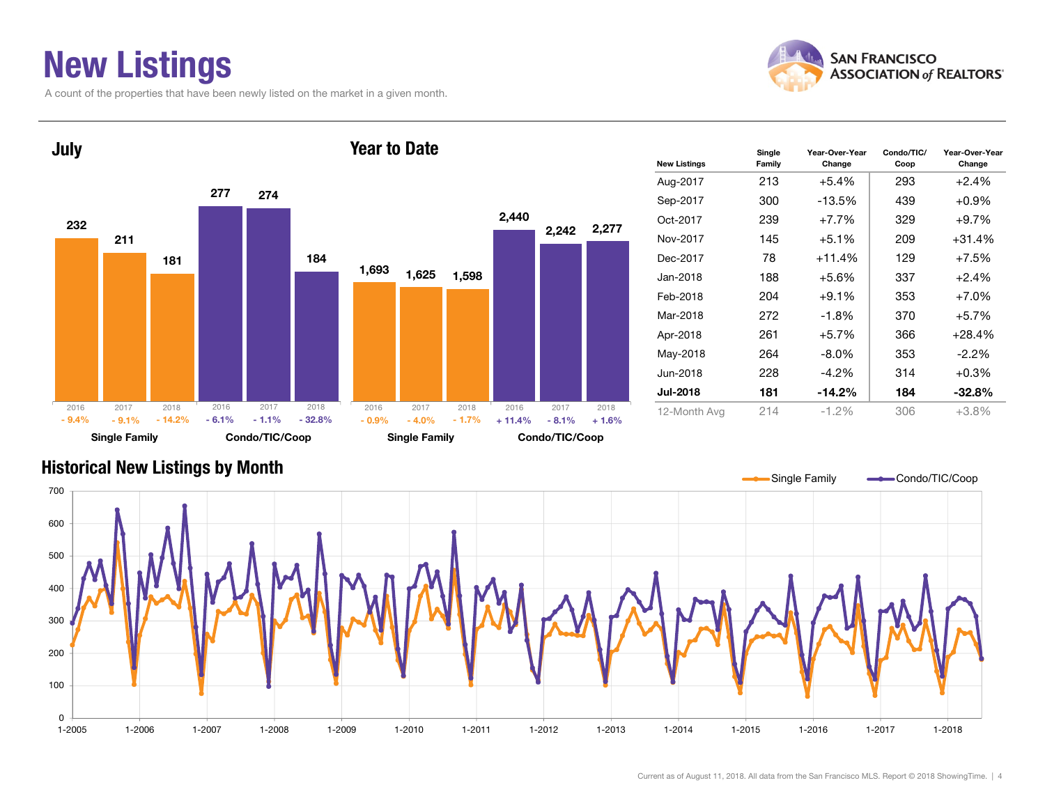# New Listings

A count of the properties that have been newly listed on the market in a given month.

SAN FRANCISCO ASSOCIATION of REALTORS®

## July

| | 2016 | 2017 | 2018 |
|---|---|---|---|
| Single Family | 232 | 211 | 181 |
| | - 9.4% | - 9.1% | - 14.2% |
| Condo/TIC/Coop | 277 | 274 | 184 |
| | - 6.1% | - 1.1% | - 32.8% |

## Year to Date

| | 2016 | 2017 | 2018 |
|---|---|---|---|
| Single Family | 1,693 | 1,625 | 1,598 |
| | - 0.9% | - 4.0% | - 1.7% |
| Condo/TIC/Coop | 2,440 | 2,242 | 2,277 |
| | + 11.4% | - 8.1% | + 1.6% |

| New Listings | Single Family | Year-Over-Year Change | Condo/TIC/ Coop | Year-Over-Year Change |
|---|---|---|---|---|
| Aug-2017 | 213 | +5.4% | 293 | +2.4% |
| Sep-2017 | 300 | -13.5% | 439 | +0.9% |
| Oct-2017 | 239 | +7.7% | 329 | +9.7% |
| Nov-2017 | 145 | +5.1% | 209 | +31.4% |
| Dec-2017 | 78 | +11.4% | 129 | +7.5% |
| Jan-2018 | 188 | +5.6% | 337 | +2.4% |
| Feb-2018 | 204 | +9.1% | 353 | +7.0% |
| Mar-2018 | 272 | -1.8% | 370 | +5.7% |
| Apr-2018 | 261 | +5.7% | 366 | +28.4% |
| May-2018 | 264 | -8.0% | 353 | -2.2% |
| Jun-2018 | 228 | -4.2% | 314 | +0.3% |
| **Jul-2018** | **181** | **-14.2%** | **184** | **-32.8%** |
| 12-Month Avg | 214 | -1.2% | 306 | +3.8% |

## Historical New Listings by Month

Single Family — Condo/TIC/Coop

Current as of August 11, 2018. All data from the San Francisco MLS. Report © 2018 ShowingTime.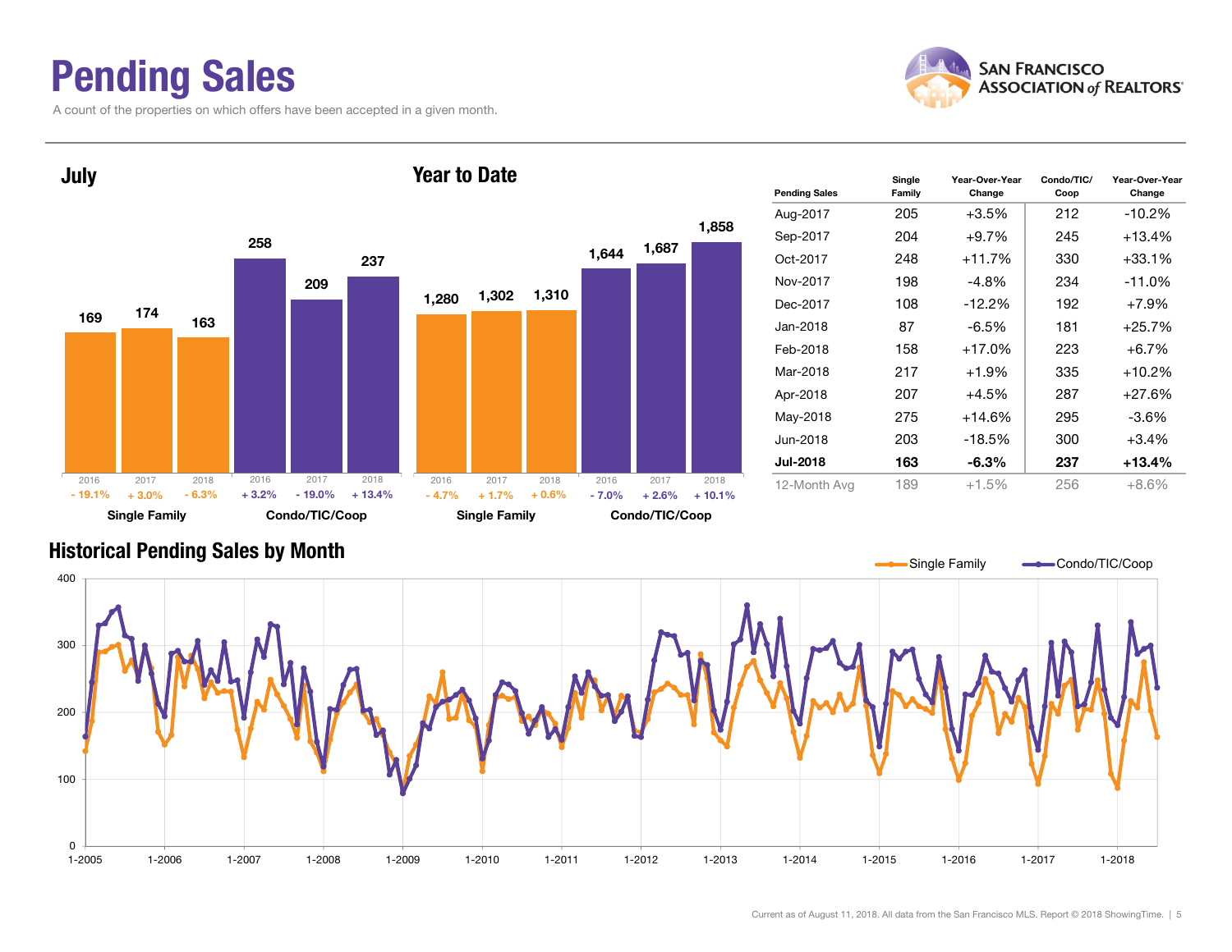# Pending Sales

A count of the properties on which offers have been accepted in a given month.

SAN FRANCISCO ASSOCIATION of REALTORS®

## July

| | 2016 | 2017 | 2018 |
|---|---|---|---|
| Single Family | 169 | 174 | 163 |
| Change | - 19.1% | + 3.0% | - 6.3% |
| Condo/TIC/Coop | 258 | 209 | 237 |
| Change | + 3.2% | - 19.0% | + 13.4% |

## Year to Date

| | 2016 | 2017 | 2018 |
|---|---|---|---|
| Single Family | 1,280 | 1,302 | 1,310 |
| Change | - 4.7% | + 1.7% | + 0.6% |
| Condo/TIC/Coop | 1,644 | 1,687 | 1,858 |
| Change | - 7.0% | + 2.6% | + 10.1% |

| Pending Sales | Single Family | Year-Over-Year Change | Condo/TIC/ Coop | Year-Over-Year Change |
|---|---|---|---|---|
| Aug-2017 | 205 | +3.5% | 212 | -10.2% |
| Sep-2017 | 204 | +9.7% | 245 | +13.4% |
| Oct-2017 | 248 | +11.7% | 330 | +33.1% |
| Nov-2017 | 198 | -4.8% | 234 | -11.0% |
| Dec-2017 | 108 | -12.2% | 192 | +7.9% |
| Jan-2018 | 87 | -6.5% | 181 | +25.7% |
| Feb-2018 | 158 | +17.0% | 223 | +6.7% |
| Mar-2018 | 217 | +1.9% | 335 | +10.2% |
| Apr-2018 | 207 | +4.5% | 287 | +27.6% |
| May-2018 | 275 | +14.6% | 295 | -3.6% |
| Jun-2018 | 203 | -18.5% | 300 | +3.4% |
| **Jul-2018** | **163** | **-6.3%** | **237** | **+13.4%** |
| 12-Month Avg | 189 | +1.5% | 256 | +8.6% |

## Historical Pending Sales by Month

Single Family / Condo/TIC/Coop

Current as of August 11, 2018. All data from the San Francisco MLS. Report © 2018 ShowingTime.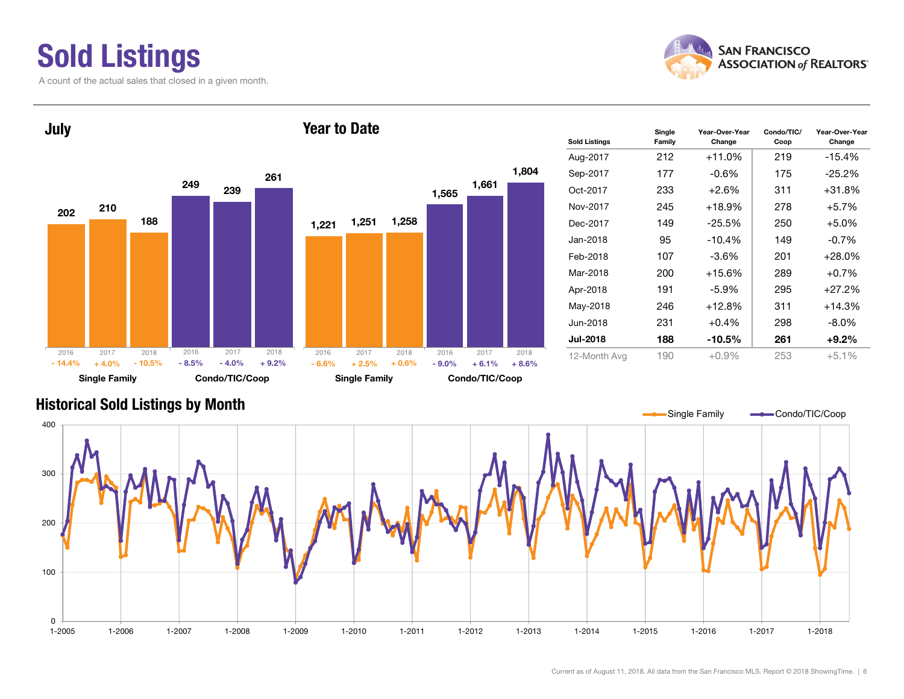# Sold Listings

A count of the actual sales that closed in a given month.

## July

| | 2016 | 2017 | 2018 |
|---|---|---|---|
| Single Family | 202 | 210 | 188 |
| Change | - 14.4% | + 4.0% | - 10.5% |
| Condo/TIC/Coop | 249 | 239 | 261 |
| Change | - 8.5% | - 4.0% | + 9.2% |

## Year to Date

| | 2016 | 2017 | 2018 |
|---|---|---|---|
| Single Family | 1,221 | 1,251 | 1,258 |
| Change | - 6.6% | + 2.5% | + 0.6% |
| Condo/TIC/Coop | 1,565 | 1,661 | 1,804 |
| Change | - 9.0% | + 6.1% | + 8.6% |

| Sold Listings | Single Family | Year-Over-Year Change | Condo/TIC/ Coop | Year-Over-Year Change |
|---|---|---|---|---|
| Aug-2017 | 212 | +11.0% | 219 | -15.4% |
| Sep-2017 | 177 | -0.6% | 175 | -25.2% |
| Oct-2017 | 233 | +2.6% | 311 | +31.8% |
| Nov-2017 | 245 | +18.9% | 278 | +5.7% |
| Dec-2017 | 149 | -25.5% | 250 | +5.0% |
| Jan-2018 | 95 | -10.4% | 149 | -0.7% |
| Feb-2018 | 107 | -3.6% | 201 | +28.0% |
| Mar-2018 | 200 | +15.6% | 289 | +0.7% |
| Apr-2018 | 191 | -5.9% | 295 | +27.2% |
| May-2018 | 246 | +12.8% | 311 | +14.3% |
| Jun-2018 | 231 | +0.4% | 298 | -8.0% |
| **Jul-2018** | **188** | **-10.5%** | **261** | **+9.2%** |
| 12-Month Avg | 190 | +0.9% | 253 | +5.1% |

## Historical Sold Listings by Month

Current as of August 11, 2018. All data from the San Francisco MLS. Report © 2018 ShowingTime.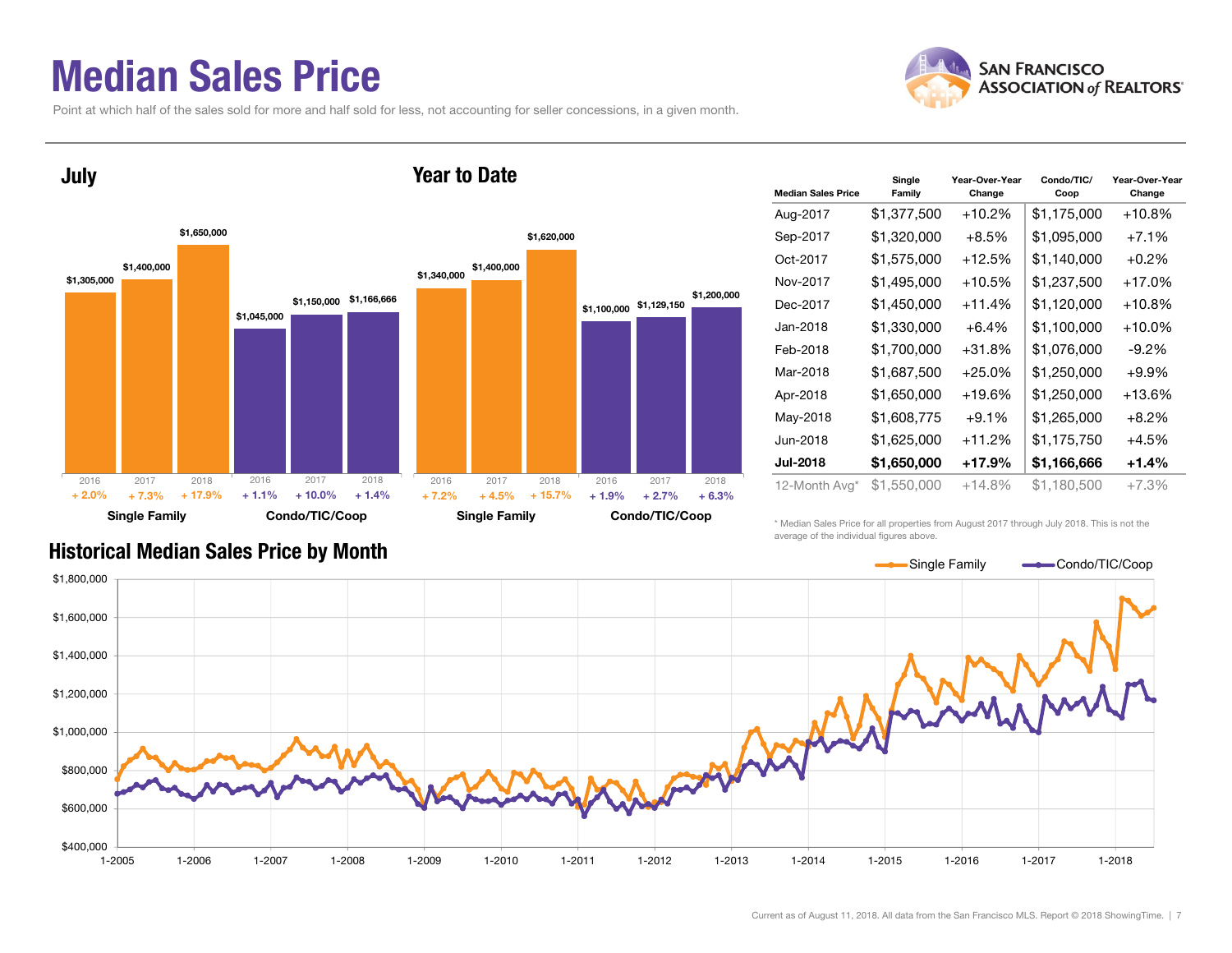# Median Sales Price

Point at which half of the sales sold for more and half sold for less, not accounting for seller concessions, in a given month.

## July

| | Single Family | | | Condo/TIC/Coop | | |
|---|---|---|---|---|---|---|
| Year | 2016 | 2017 | 2018 | 2016 | 2017 | 2018 |
| Median Sales Price | $1,305,000 | $1,400,000 | $1,650,000 | $1,045,000 | $1,150,000 | $1,166,666 |
| Change | + 2.0% | + 7.3% | + 17.9% | + 1.1% | + 10.0% | + 1.4% |

## Year to Date

| | Single Family | | | Condo/TIC/Coop | | |
|---|---|---|---|---|---|---|
| Year | 2016 | 2017 | 2018 | 2016 | 2017 | 2018 |
| Median Sales Price | $1,340,000 | $1,400,000 | $1,620,000 | $1,100,000 | $1,129,150 | $1,200,000 |
| Change | + 7.2% | + 4.5% | + 15.7% | + 1.9% | + 2.7% | + 6.3% |

| Median Sales Price | Single Family | Year-Over-Year Change | Condo/TIC/Coop | Year-Over-Year Change |
|---|---|---|---|---|
| Aug-2017 | $1,377,500 | +10.2% | $1,175,000 | +10.8% |
| Sep-2017 | $1,320,000 | +8.5% | $1,095,000 | +7.1% |
| Oct-2017 | $1,575,000 | +12.5% | $1,140,000 | +0.2% |
| Nov-2017 | $1,495,000 | +10.5% | $1,237,500 | +17.0% |
| Dec-2017 | $1,450,000 | +11.4% | $1,120,000 | +10.8% |
| Jan-2018 | $1,330,000 | +6.4% | $1,100,000 | +10.0% |
| Feb-2018 | $1,700,000 | +31.8% | $1,076,000 | -9.2% |
| Mar-2018 | $1,687,500 | +25.0% | $1,250,000 | +9.9% |
| Apr-2018 | $1,650,000 | +19.6% | $1,250,000 | +13.6% |
| May-2018 | $1,608,775 | +9.1% | $1,265,000 | +8.2% |
| Jun-2018 | $1,625,000 | +11.2% | $1,175,750 | +4.5% |
| **Jul-2018** | **$1,650,000** | **+17.9%** | **$1,166,666** | **+1.4%** |
| 12-Month Avg* | $1,550,000 | +14.8% | $1,180,500 | +7.3% |

\* Median Sales Price for all properties from August 2017 through July 2018. This is not the average of the individual figures above.

## Historical Median Sales Price by Month

Current as of August 11, 2018. All data from the San Francisco MLS. Report © 2018 ShowingTime.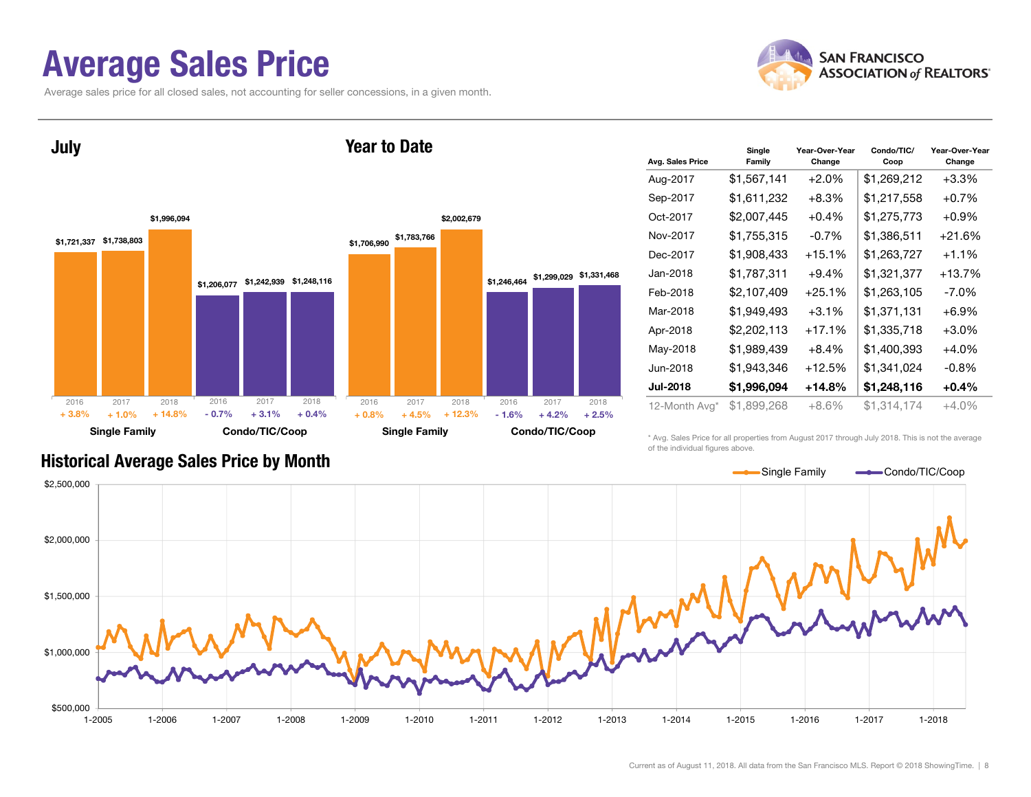# Average Sales Price

Average sales price for all closed sales, not accounting for seller concessions, in a given month.

## July

| | 2016 | 2017 | 2018 |
|---|---|---|---|
| Single Family | $1,721,337 (+ 3.8%) | $1,738,803 (+ 1.0%) | $1,996,094 (+ 14.8%) |
| Condo/TIC/Coop | $1,206,077 (- 0.7%) | $1,242,939 (+ 3.1%) | $1,248,116 (+ 0.4%) |

## Year to Date

| | 2016 | 2017 | 2018 |
|---|---|---|---|
| Single Family | $1,706,990 (+ 0.8%) | $1,783,766 (+ 4.5%) | $2,002,679 (+ 12.3%) |
| Condo/TIC/Coop | $1,246,464 (- 1.6%) | $1,299,029 (+ 4.2%) | $1,331,468 (+ 2.5%) |

| Avg. Sales Price | Single Family | Year-Over-Year Change | Condo/TIC/ Coop | Year-Over-Year Change |
|---|---|---|---|---|
| Aug-2017 | $1,567,141 | +2.0% | $1,269,212 | +3.3% |
| Sep-2017 | $1,611,232 | +8.3% | $1,217,558 | +0.7% |
| Oct-2017 | $2,007,445 | +0.4% | $1,275,773 | +0.9% |
| Nov-2017 | $1,755,315 | -0.7% | $1,386,511 | +21.6% |
| Dec-2017 | $1,908,433 | +15.1% | $1,263,727 | +1.1% |
| Jan-2018 | $1,787,311 | +9.4% | $1,321,377 | +13.7% |
| Feb-2018 | $2,107,409 | +25.1% | $1,263,105 | -7.0% |
| Mar-2018 | $1,949,493 | +3.1% | $1,371,131 | +6.9% |
| Apr-2018 | $2,202,113 | +17.1% | $1,335,718 | +3.0% |
| May-2018 | $1,989,439 | +8.4% | $1,400,393 | +4.0% |
| Jun-2018 | $1,943,346 | +12.5% | $1,341,024 | -0.8% |
| **Jul-2018** | **$1,996,094** | **+14.8%** | **$1,248,116** | **+0.4%** |
| 12-Month Avg* | $1,899,268 | +8.6% | $1,314,174 | +4.0% |

\* Avg. Sales Price for all properties from August 2017 through July 2018. This is not the average of the individual figures above.

## Historical Average Sales Price by Month

Single Family — Condo/TIC/Coop

Current as of August 11, 2018. All data from the San Francisco MLS. Report © 2018 ShowingTime.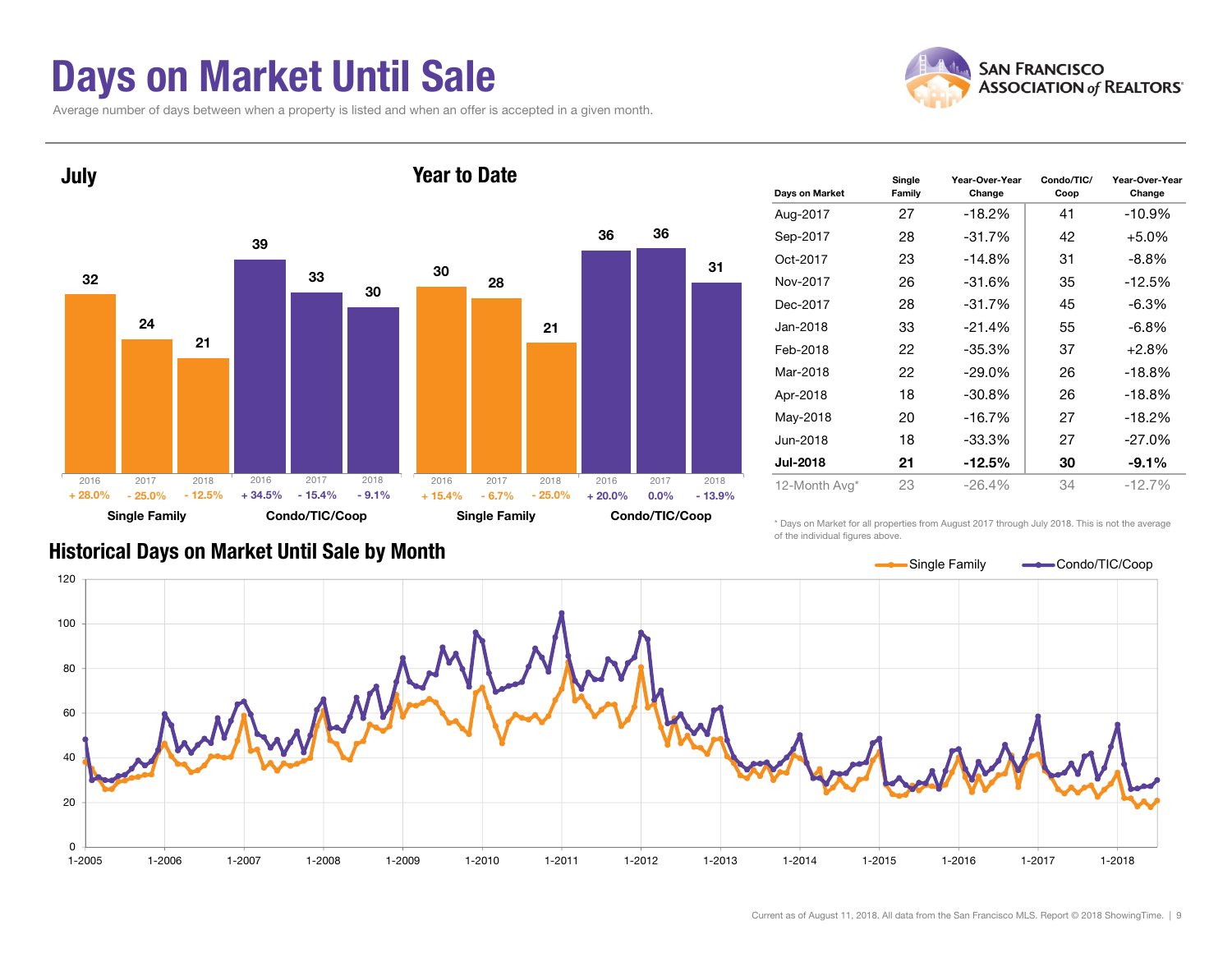# Days on Market Until Sale

Average number of days between when a property is listed and when an offer is accepted in a given month.

SAN FRANCISCO ASSOCIATION of REALTORS®

## July

| | 2016 | 2017 | 2018 |
|---|---|---|---|
| Single Family | 32 | 24 | 21 |
| Change | + 28.0% | - 25.0% | - 12.5% |
| Condo/TIC/Coop | 39 | 33 | 30 |
| Change | + 34.5% | - 15.4% | - 9.1% |

## Year to Date

| | 2016 | 2017 | 2018 |
|---|---|---|---|
| Single Family | 30 | 28 | 21 |
| Change | + 15.4% | - 6.7% | - 25.0% |
| Condo/TIC/Coop | 36 | 36 | 31 |
| Change | + 20.0% | 0.0% | - 13.9% |

| Days on Market | Single Family | Year-Over-Year Change | Condo/TIC/ Coop | Year-Over-Year Change |
|---|---|---|---|---|
| Aug-2017 | 27 | -18.2% | 41 | -10.9% |
| Sep-2017 | 28 | -31.7% | 42 | +5.0% |
| Oct-2017 | 23 | -14.8% | 31 | -8.8% |
| Nov-2017 | 26 | -31.6% | 35 | -12.5% |
| Dec-2017 | 28 | -31.7% | 45 | -6.3% |
| Jan-2018 | 33 | -21.4% | 55 | -6.8% |
| Feb-2018 | 22 | -35.3% | 37 | +2.8% |
| Mar-2018 | 22 | -29.0% | 26 | -18.8% |
| Apr-2018 | 18 | -30.8% | 26 | -18.8% |
| May-2018 | 20 | -16.7% | 27 | -18.2% |
| Jun-2018 | 18 | -33.3% | 27 | -27.0% |
| **Jul-2018** | **21** | **-12.5%** | **30** | **-9.1%** |
| 12-Month Avg* | 23 | -26.4% | 34 | -12.7% |

\* Days on Market for all properties from August 2017 through July 2018. This is not the average of the individual figures above.

## Historical Days on Market Until Sale by Month

Single Family — Condo/TIC/Coop

Current as of August 11, 2018. All data from the San Francisco MLS. Report © 2018 ShowingTime.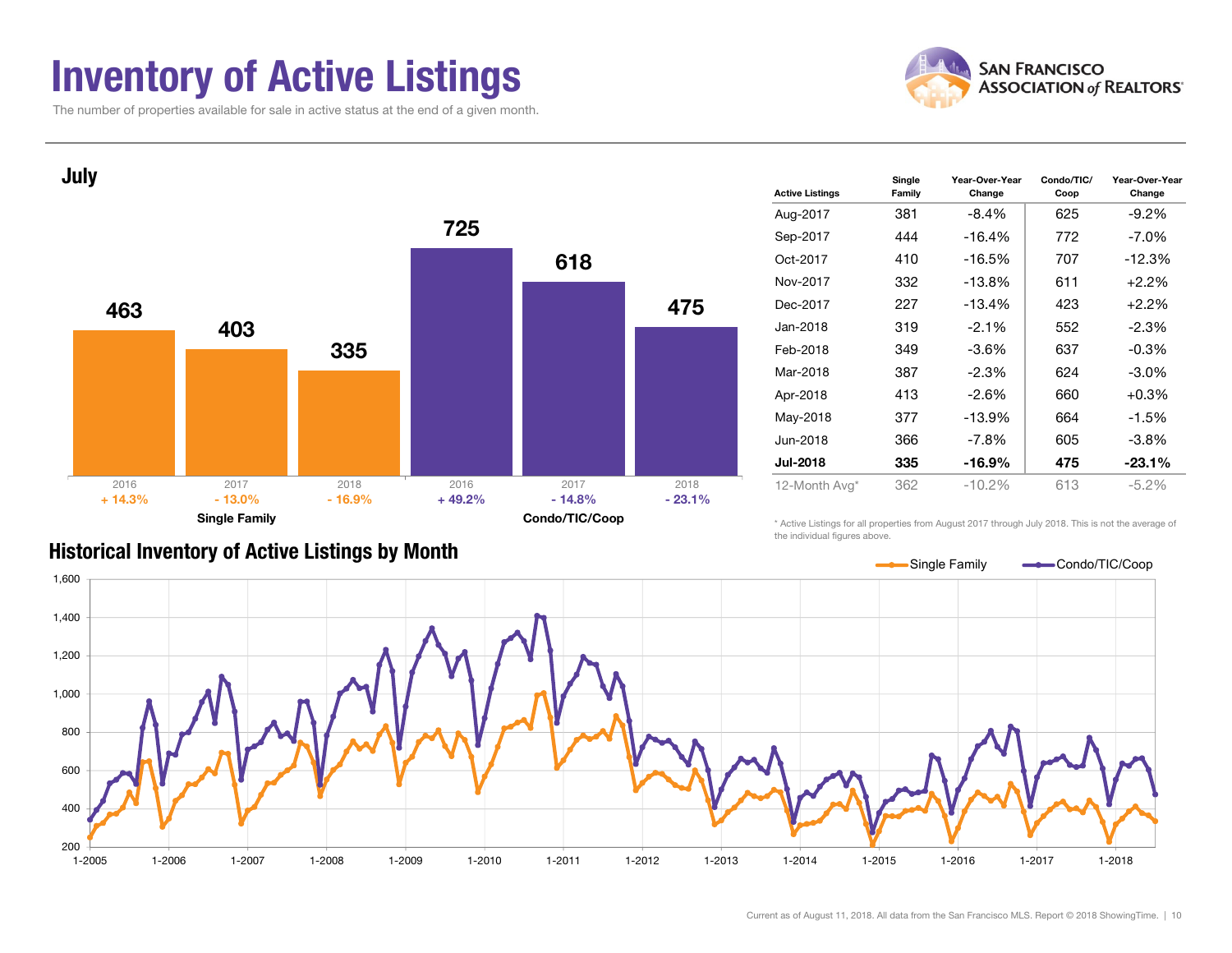# Inventory of Active Listings

The number of properties available for sale in active status at the end of a given month.

SAN FRANCISCO ASSOCIATION of REALTORS®

## July

| | 2016 | 2017 | 2018 |
|---|---|---|---|
| Single Family | 463 | 403 | 335 |
| Change | + 14.3% | - 13.0% | - 16.9% |
| Condo/TIC/Coop | 725 | 618 | 475 |
| Change | + 49.2% | - 14.8% | - 23.1% |

| Active Listings | Single Family | Year-Over-Year Change | Condo/TIC/Coop | Year-Over-Year Change |
|---|---|---|---|---|
| Aug-2017 | 381 | -8.4% | 625 | -9.2% |
| Sep-2017 | 444 | -16.4% | 772 | -7.0% |
| Oct-2017 | 410 | -16.5% | 707 | -12.3% |
| Nov-2017 | 332 | -13.8% | 611 | +2.2% |
| Dec-2017 | 227 | -13.4% | 423 | +2.2% |
| Jan-2018 | 319 | -2.1% | 552 | -2.3% |
| Feb-2018 | 349 | -3.6% | 637 | -0.3% |
| Mar-2018 | 387 | -2.3% | 624 | -3.0% |
| Apr-2018 | 413 | -2.6% | 660 | +0.3% |
| May-2018 | 377 | -13.9% | 664 | -1.5% |
| Jun-2018 | 366 | -7.8% | 605 | -3.8% |
| **Jul-2018** | **335** | **-16.9%** | **475** | **-23.1%** |
| 12-Month Avg* | 362 | -10.2% | 613 | -5.2% |

\* Active Listings for all properties from August 2017 through July 2018. This is not the average of the individual figures above.

## Historical Inventory of Active Listings by Month

Single Family — Condo/TIC/Coop

Current as of August 11, 2018. All data from the San Francisco MLS. Report © 2018 ShowingTime.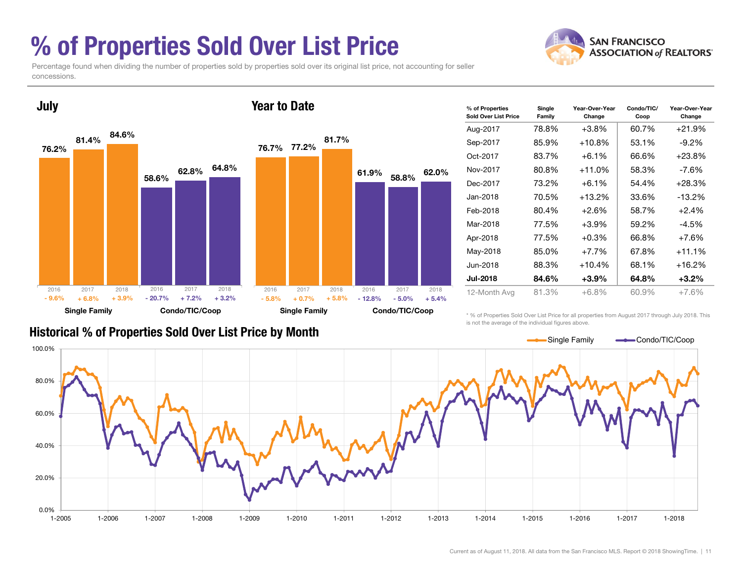# % of Properties Sold Over List Price

Percentage found when dividing the number of properties sold by properties sold over its original list price, not accounting for seller concessions.

## July

| | 2016 | 2017 | 2018 |
|---|---|---|---|
| Single Family | 76.2% | 81.4% | 84.6% |
| Change | - 9.6% | + 6.8% | + 3.9% |
| Condo/TIC/Coop | 58.6% | 62.8% | 64.8% |
| Change | - 20.7% | + 7.2% | + 3.2% |

## Year to Date

| | 2016 | 2017 | 2018 |
|---|---|---|---|
| Single Family | 76.7% | 77.2% | 81.7% |
| Change | - 5.8% | + 0.7% | + 5.8% |
| Condo/TIC/Coop | 61.9% | 58.8% | 62.0% |
| Change | - 12.8% | - 5.0% | + 5.4% |

| % of Properties Sold Over List Price | Single Family | Year-Over-Year Change | Condo/TIC/ Coop | Year-Over-Year Change |
|---|---|---|---|---|
| Aug-2017 | 78.8% | +3.8% | 60.7% | +21.9% |
| Sep-2017 | 85.9% | +10.8% | 53.1% | -9.2% |
| Oct-2017 | 83.7% | +6.1% | 66.6% | +23.8% |
| Nov-2017 | 80.8% | +11.0% | 58.3% | -7.6% |
| Dec-2017 | 73.2% | +6.1% | 54.4% | +28.3% |
| Jan-2018 | 70.5% | +13.2% | 33.6% | -13.2% |
| Feb-2018 | 80.4% | +2.6% | 58.7% | +2.4% |
| Mar-2018 | 77.5% | +3.9% | 59.2% | -4.5% |
| Apr-2018 | 77.5% | +0.3% | 66.8% | +7.6% |
| May-2018 | 85.0% | +7.7% | 67.8% | +11.1% |
| Jun-2018 | 88.3% | +10.4% | 68.1% | +16.2% |
| **Jul-2018** | **84.6%** | **+3.9%** | **64.8%** | **+3.2%** |
| 12-Month Avg | 81.3% | +6.8% | 60.9% | +7.6% |

* % of Properties Sold Over List Price for all properties from August 2017 through July 2018. This is not the average of the individual figures above.

## Historical % of Properties Sold Over List Price by Month

Current as of August 11, 2018. All data from the San Francisco MLS. Report © 2018 ShowingTime.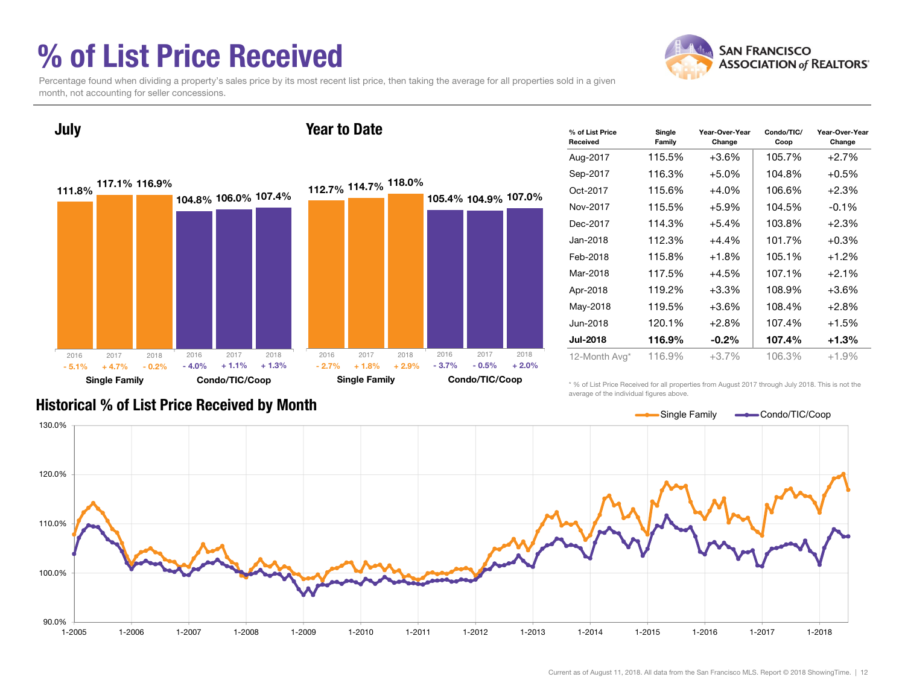# % of List Price Received

Percentage found when dividing a property's sales price by its most recent list price, then taking the average for all properties sold in a given month, not accounting for seller concessions.

## July

| | 2016 | 2017 | 2018 |
|---|---|---|---|
| Single Family | 111.8% (- 5.1%) | 117.1% (+ 4.7%) | 116.9% (- 0.2%) |
| Condo/TIC/Coop | 104.8% (- 4.0%) | 106.0% (+ 1.1%) | 107.4% (+ 1.3%) |

## Year to Date

| | 2016 | 2017 | 2018 |
|---|---|---|---|
| Single Family | 112.7% (- 2.7%) | 114.7% (+ 1.8%) | 118.0% (+ 2.9%) |
| Condo/TIC/Coop | 105.4% (- 3.7%) | 104.9% (- 0.5%) | 107.0% (+ 2.0%) |

| % of List Price Received | Single Family | Year-Over-Year Change | Condo/TIC/Coop | Year-Over-Year Change |
|---|---|---|---|---|
| Aug-2017 | 115.5% | +3.6% | 105.7% | +2.7% |
| Sep-2017 | 116.3% | +5.0% | 104.8% | +0.5% |
| Oct-2017 | 115.6% | +4.0% | 106.6% | +2.3% |
| Nov-2017 | 115.5% | +5.9% | 104.5% | -0.1% |
| Dec-2017 | 114.3% | +5.4% | 103.8% | +2.3% |
| Jan-2018 | 112.3% | +4.4% | 101.7% | +0.3% |
| Feb-2018 | 115.8% | +1.8% | 105.1% | +1.2% |
| Mar-2018 | 117.5% | +4.5% | 107.1% | +2.1% |
| Apr-2018 | 119.2% | +3.3% | 108.9% | +3.6% |
| May-2018 | 119.5% | +3.6% | 108.4% | +2.8% |
| Jun-2018 | 120.1% | +2.8% | 107.4% | +1.5% |
| **Jul-2018** | **116.9%** | **-0.2%** | **107.4%** | **+1.3%** |
| 12-Month Avg* | 116.9% | +3.7% | 106.3% | +1.9% |

\* % of List Price Received for all properties from August 2017 through July 2018. This is not the average of the individual figures above.

## Historical % of List Price Received by Month

Single Family — Condo/TIC/Coop

Current as of August 11, 2018. All data from the San Francisco MLS. Report © 2018 ShowingTime.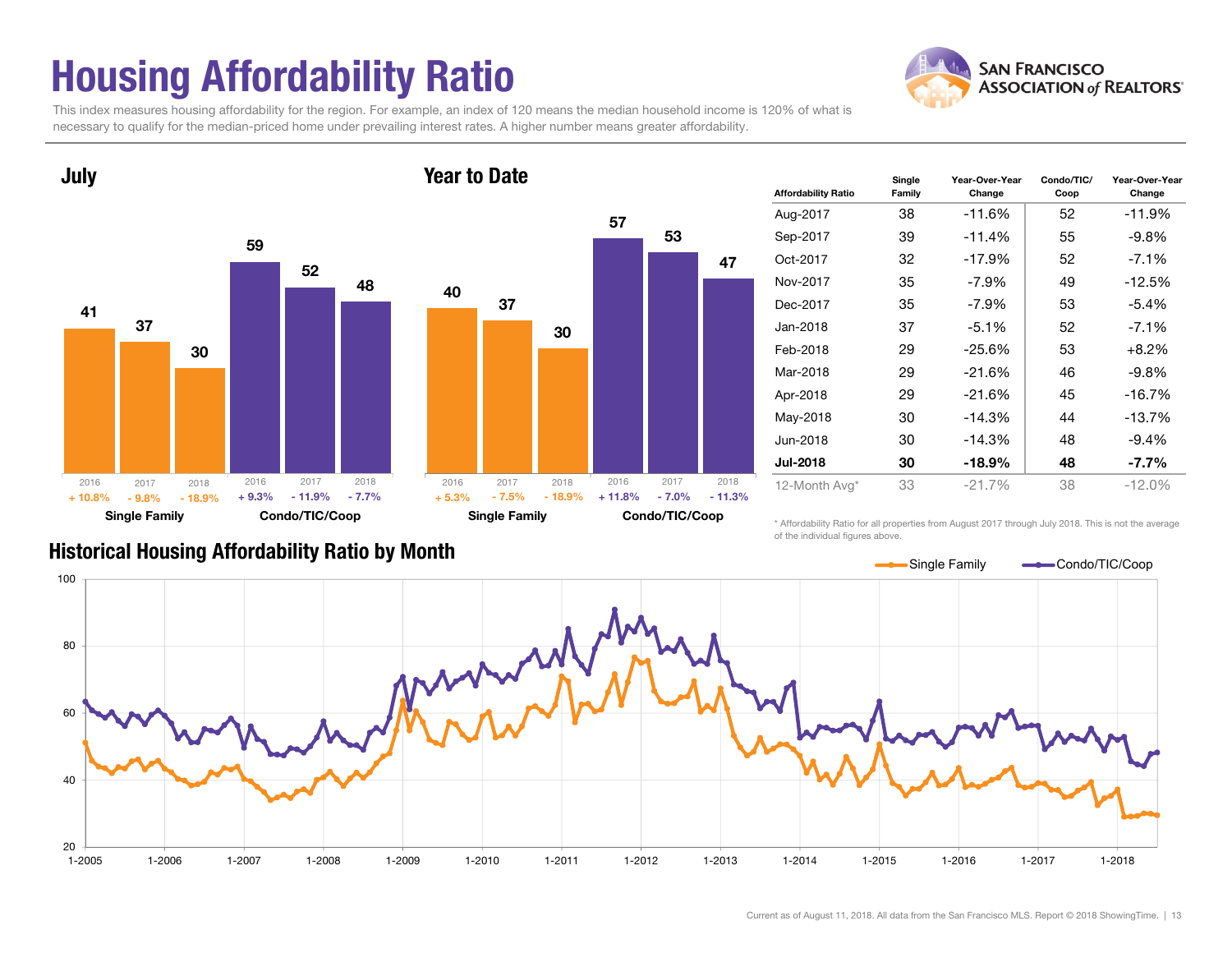# Housing Affordability Ratio

This index measures housing affordability for the region. For example, an index of 120 means the median household income is 120% of what is necessary to qualify for the median-priced home under prevailing interest rates. A higher number means greater affordability.

SAN FRANCISCO ASSOCIATION of REALTORS®

## July

| | 2016 | 2017 | 2018 |
|---|---|---|---|
| Single Family | 41 (+ 10.8%) | 37 (- 9.8%) | 30 (- 18.9%) |
| Condo/TIC/Coop | 59 (+ 9.3%) | 52 (- 11.9%) | 48 (- 7.7%) |

## Year to Date

| | 2016 | 2017 | 2018 |
|---|---|---|---|
| Single Family | 40 (+ 5.3%) | 37 (- 7.5%) | 30 (- 18.9%) |
| Condo/TIC/Coop | 57 (+ 11.8%) | 53 (- 7.0%) | 47 (- 11.3%) |

| Affordability Ratio | Single Family | Year-Over-Year Change | Condo/TIC/Coop | Year-Over-Year Change |
|---|---|---|---|---|
| Aug-2017 | 38 | -11.6% | 52 | -11.9% |
| Sep-2017 | 39 | -11.4% | 55 | -9.8% |
| Oct-2017 | 32 | -17.9% | 52 | -7.1% |
| Nov-2017 | 35 | -7.9% | 49 | -12.5% |
| Dec-2017 | 35 | -7.9% | 53 | -5.4% |
| Jan-2018 | 37 | -5.1% | 52 | -7.1% |
| Feb-2018 | 29 | -25.6% | 53 | +8.2% |
| Mar-2018 | 29 | -21.6% | 46 | -9.8% |
| Apr-2018 | 29 | -21.6% | 45 | -16.7% |
| May-2018 | 30 | -14.3% | 44 | -13.7% |
| Jun-2018 | 30 | -14.3% | 48 | -9.4% |
| **Jul-2018** | **30** | **-18.9%** | **48** | **-7.7%** |
| 12-Month Avg* | 33 | -21.7% | 38 | -12.0% |

\* Affordability Ratio for all properties from August 2017 through July 2018. This is not the average of the individual figures above.

## Historical Housing Affordability Ratio by Month

Single Family — Condo/TIC/Coop

Current as of August 11, 2018. All data from the San Francisco MLS. Report © 2018 ShowingTime.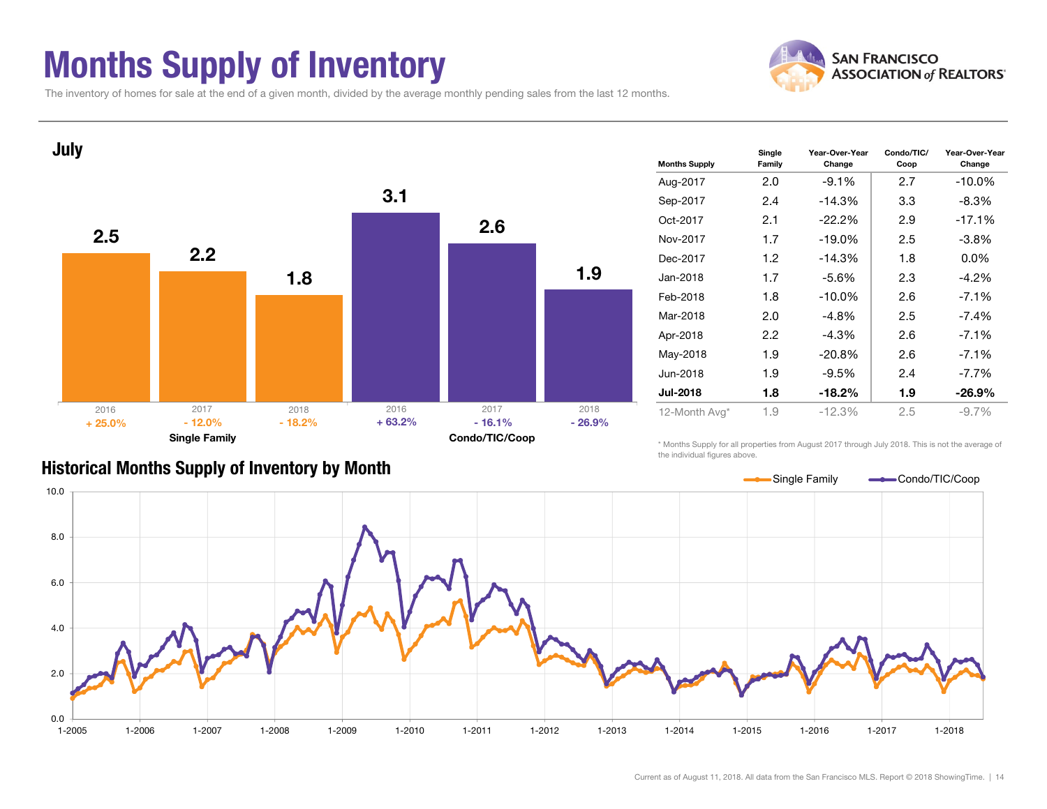# Months Supply of Inventory

The inventory of homes for sale at the end of a given month, divided by the average monthly pending sales from the last 12 months.

## July

| | 2016 | 2017 | 2018 |
|---|---|---|---|
| Single Family | 2.5 (+ 25.0%) | 2.2 (- 12.0%) | 1.8 (- 18.2%) |
| Condo/TIC/Coop | 3.1 (+ 63.2%) | 2.6 (- 16.1%) | 1.9 (- 26.9%) |

| Months Supply | Single Family | Year-Over-Year Change | Condo/TIC/ Coop | Year-Over-Year Change |
|---|---|---|---|---|
| Aug-2017 | 2.0 | -9.1% | 2.7 | -10.0% |
| Sep-2017 | 2.4 | -14.3% | 3.3 | -8.3% |
| Oct-2017 | 2.1 | -22.2% | 2.9 | -17.1% |
| Nov-2017 | 1.7 | -19.0% | 2.5 | -3.8% |
| Dec-2017 | 1.2 | -14.3% | 1.8 | 0.0% |
| Jan-2018 | 1.7 | -5.6% | 2.3 | -4.2% |
| Feb-2018 | 1.8 | -10.0% | 2.6 | -7.1% |
| Mar-2018 | 2.0 | -4.8% | 2.5 | -7.4% |
| Apr-2018 | 2.2 | -4.3% | 2.6 | -7.1% |
| May-2018 | 1.9 | -20.8% | 2.6 | -7.1% |
| Jun-2018 | 1.9 | -9.5% | 2.4 | -7.7% |
| **Jul-2018** | **1.8** | **-18.2%** | **1.9** | **-26.9%** |
| 12-Month Avg* | 1.9 | -12.3% | 2.5 | -9.7% |

\* Months Supply for all properties from August 2017 through July 2018. This is not the average of the individual figures above.

## Historical Months Supply of Inventory by Month

Current as of August 11, 2018. All data from the San Francisco MLS. Report © 2018 ShowingTime.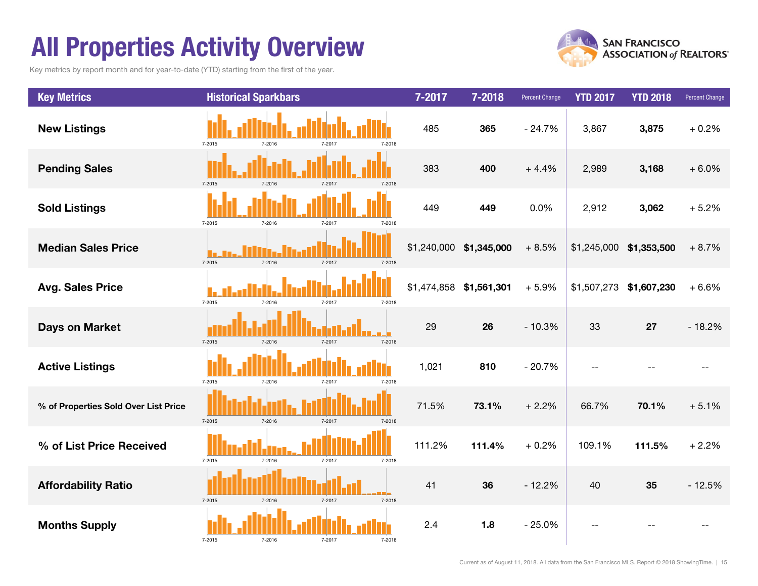# All Properties Activity Overview

Key metrics by report month and for year-to-date (YTD) starting from the first of the year.

| Key Metrics | Historical Sparkbars | 7-2017 | 7-2018 | Percent Change | YTD 2017 | YTD 2018 | Percent Change |
|---|---|---|---|---|---|---|---|
| **New Listings** | 7-2015 7-2016 7-2017 7-2018 | 485 | **365** | - 24.7% | 3,867 | **3,875** | + 0.2% |
| **Pending Sales** | 7-2015 7-2016 7-2017 7-2018 | 383 | **400** | + 4.4% | 2,989 | **3,168** | + 6.0% |
| **Sold Listings** | 7-2015 7-2016 7-2017 7-2018 | 449 | **449** | 0.0% | 2,912 | **3,062** | + 5.2% |
| **Median Sales Price** | 7-2015 7-2016 7-2017 7-2018 | $1,240,000 | **$1,345,000** | + 8.5% | $1,245,000 | **$1,353,500** | + 8.7% |
| **Avg. Sales Price** | 7-2015 7-2016 7-2017 7-2018 | $1,474,858 | **$1,561,301** | + 5.9% | $1,507,273 | **$1,607,230** | + 6.6% |
| **Days on Market** | 7-2015 7-2016 7-2017 7-2018 | 29 | **26** | - 10.3% | 33 | **27** | - 18.2% |
| **Active Listings** | 7-2015 7-2016 7-2017 7-2018 | 1,021 | **810** | - 20.7% | -- | -- | -- |
| **% of Properties Sold Over List Price** | 7-2015 7-2016 7-2017 7-2018 | 71.5% | **73.1%** | + 2.2% | 66.7% | **70.1%** | + 5.1% |
| **% of List Price Received** | 7-2015 7-2016 7-2017 7-2018 | 111.2% | **111.4%** | + 0.2% | 109.1% | **111.5%** | + 2.2% |
| **Affordability Ratio** | 7-2015 7-2016 7-2017 7-2018 | 41 | **36** | - 12.2% | 40 | **35** | - 12.5% |
| **Months Supply** | 7-2015 7-2016 7-2017 7-2018 | 2.4 | **1.8** | - 25.0% | -- | -- | -- |

Current as of August 11, 2018. All data from the San Francisco MLS. Report © 2018 ShowingTime.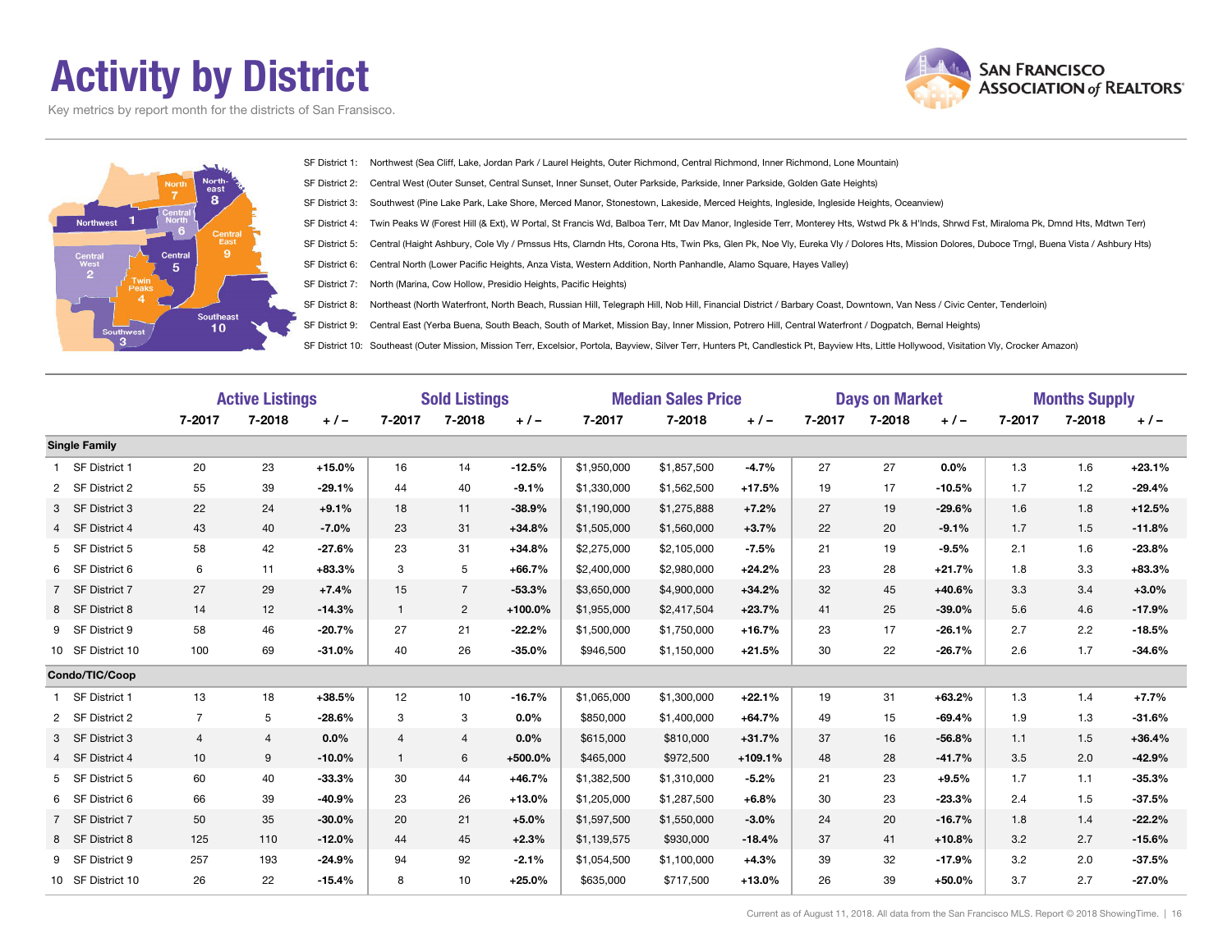# Activity by District

Key metrics by report month for the districts of San Fransisco.

SAN FRANCISCO ASSOCIATION of REALTORS®

Northwest 1
Central West 2
Southwest 3
Twin Peaks 4
Central 5
Central North 6
North 7
Northeast 8
Central East 9
Southeast 10

SF District 1: Northwest (Sea Cliff, Lake, Jordan Park / Laurel Heights, Outer Richmond, Central Richmond, Inner Richmond, Lone Mountain)

SF District 2: Central West (Outer Sunset, Central Sunset, Inner Sunset, Outer Parkside, Parkside, Inner Parkside, Golden Gate Heights)

SF District 3: Southwest (Pine Lake Park, Lake Shore, Merced Manor, Stonestown, Lakeside, Merced Heights, Ingleside, Ingleside Heights, Oceanview)

SF District 4: Twin Peaks W (Forest Hill (& Ext), W Portal, St Francis Wd, Balboa Terr, Mt Dav Manor, Ingleside Terr, Monterey Hts, Wstwd Pk & H'lnds, Shrwd Fst, Miraloma Pk, Dmnd Hts, Mdtwn Terr)

SF District 5: Central (Haight Ashbury, Cole Vly / Prnssus Hts, Clarndn Hts, Corona Hts, Twin Pks, Glen Pk, Noe Vly, Eureka Vly / Dolores Hts, Mission Dolores, Duboce Trngl, Buena Vista / Ashbury Hts)

SF District 6: Central North (Lower Pacific Heights, Anza Vista, Western Addition, North Panhandle, Alamo Square, Hayes Valley)

SF District 7: North (Marina, Cow Hollow, Presidio Heights, Pacific Heights)

SF District 8: Northeast (North Waterfront, North Beach, Russian Hill, Telegraph Hill, Nob Hill, Financial District / Barbary Coast, Downtown, Van Ness / Civic Center, Tenderloin)

SF District 9: Central East (Yerba Buena, South Beach, South of Market, Mission Bay, Inner Mission, Potrero Hill, Central Waterfront / Dogpatch, Bernal Heights)

SF District 10: Southeast (Outer Mission, Mission Terr, Excelsior, Portola, Bayview, Silver Terr, Hunters Pt, Candlestick Pt, Bayview Hts, Little Hollywood, Visitation Vly, Crocker Amazon)

| | | Active Listings | | | Sold Listings | | | Median Sales Price | | | Days on Market | | | Months Supply | | |
|---|---|---|---|---|---|---|---|---|---|---|---|---|---|---|---|---|
| | | 7-2017 | 7-2018 | + / – | 7-2017 | 7-2018 | + / – | 7-2017 | 7-2018 | + / – | 7-2017 | 7-2018 | + / – | 7-2017 | 7-2018 | + / – |
| **Single Family** | | | | | | | | | | | | | | | | |
| 1 | SF District 1 | 20 | 23 | **+15.0%** | 16 | 14 | **-12.5%** | $1,950,000 | $1,857,500 | **-4.7%** | 27 | 27 | **0.0%** | 1.3 | 1.6 | **+23.1%** |
| 2 | SF District 2 | 55 | 39 | **-29.1%** | 44 | 40 | **-9.1%** | $1,330,000 | $1,562,500 | **+17.5%** | 19 | 17 | **-10.5%** | 1.7 | 1.2 | **-29.4%** |
| 3 | SF District 3 | 22 | 24 | **+9.1%** | 18 | 11 | **-38.9%** | $1,190,000 | $1,275,888 | **+7.2%** | 27 | 19 | **-29.6%** | 1.6 | 1.8 | **+12.5%** |
| 4 | SF District 4 | 43 | 40 | **-7.0%** | 23 | 31 | **+34.8%** | $1,505,000 | $1,560,000 | **+3.7%** | 22 | 20 | **-9.1%** | 1.7 | 1.5 | **-11.8%** |
| 5 | SF District 5 | 58 | 42 | **-27.6%** | 23 | 31 | **+34.8%** | $2,275,000 | $2,105,000 | **-7.5%** | 21 | 19 | **-9.5%** | 2.1 | 1.6 | **-23.8%** |
| 6 | SF District 6 | 6 | 11 | **+83.3%** | 3 | 5 | **+66.7%** | $2,400,000 | $2,980,000 | **+24.2%** | 23 | 28 | **+21.7%** | 1.8 | 3.3 | **+83.3%** |
| 7 | SF District 7 | 27 | 29 | **+7.4%** | 15 | 7 | **-53.3%** | $3,650,000 | $4,900,000 | **+34.2%** | 32 | 45 | **+40.6%** | 3.3 | 3.4 | **+3.0%** |
| 8 | SF District 8 | 14 | 12 | **-14.3%** | 1 | 2 | **+100.0%** | $1,955,000 | $2,417,504 | **+23.7%** | 41 | 25 | **-39.0%** | 5.6 | 4.6 | **-17.9%** |
| 9 | SF District 9 | 58 | 46 | **-20.7%** | 27 | 21 | **-22.2%** | $1,500,000 | $1,750,000 | **+16.7%** | 23 | 17 | **-26.1%** | 2.7 | 2.2 | **-18.5%** |
| 10 | SF District 10 | 100 | 69 | **-31.0%** | 40 | 26 | **-35.0%** | $946,500 | $1,150,000 | **+21.5%** | 30 | 22 | **-26.7%** | 2.6 | 1.7 | **-34.6%** |
| **Condo/TIC/Coop** | | | | | | | | | | | | | | | | |
| 1 | SF District 1 | 13 | 18 | **+38.5%** | 12 | 10 | **-16.7%** | $1,065,000 | $1,300,000 | **+22.1%** | 19 | 31 | **+63.2%** | 1.3 | 1.4 | **+7.7%** |
| 2 | SF District 2 | 7 | 5 | **-28.6%** | 3 | 3 | **0.0%** | $850,000 | $1,400,000 | **+64.7%** | 49 | 15 | **-69.4%** | 1.9 | 1.3 | **-31.6%** |
| 3 | SF District 3 | 4 | 4 | **0.0%** | 4 | 4 | **0.0%** | $615,000 | $810,000 | **+31.7%** | 37 | 16 | **-56.8%** | 1.1 | 1.5 | **+36.4%** |
| 4 | SF District 4 | 10 | 9 | **-10.0%** | 1 | 6 | **+500.0%** | $465,000 | $972,500 | **+109.1%** | 48 | 28 | **-41.7%** | 3.5 | 2.0 | **-42.9%** |
| 5 | SF District 5 | 60 | 40 | **-33.3%** | 30 | 44 | **+46.7%** | $1,382,500 | $1,310,000 | **-5.2%** | 21 | 23 | **+9.5%** | 1.7 | 1.1 | **-35.3%** |
| 6 | SF District 6 | 66 | 39 | **-40.9%** | 23 | 26 | **+13.0%** | $1,205,000 | $1,287,500 | **+6.8%** | 30 | 23 | **-23.3%** | 2.4 | 1.5 | **-37.5%** |
| 7 | SF District 7 | 50 | 35 | **-30.0%** | 20 | 21 | **+5.0%** | $1,597,500 | $1,550,000 | **-3.0%** | 24 | 20 | **-16.7%** | 1.8 | 1.4 | **-22.2%** |
| 8 | SF District 8 | 125 | 110 | **-12.0%** | 44 | 45 | **+2.3%** | $1,139,575 | $930,000 | **-18.4%** | 37 | 41 | **+10.8%** | 3.2 | 2.7 | **-15.6%** |
| 9 | SF District 9 | 257 | 193 | **-24.9%** | 94 | 92 | **-2.1%** | $1,054,500 | $1,100,000 | **+4.3%** | 39 | 32 | **-17.9%** | 3.2 | 2.0 | **-37.5%** |
| 10 | SF District 10 | 26 | 22 | **-15.4%** | 8 | 10 | **+25.0%** | $635,000 | $717,500 | **+13.0%** | 26 | 39 | **+50.0%** | 3.7 | 2.7 | **-27.0%** |

Current as of August 11, 2018. All data from the San Francisco MLS. Report © 2018 ShowingTime.